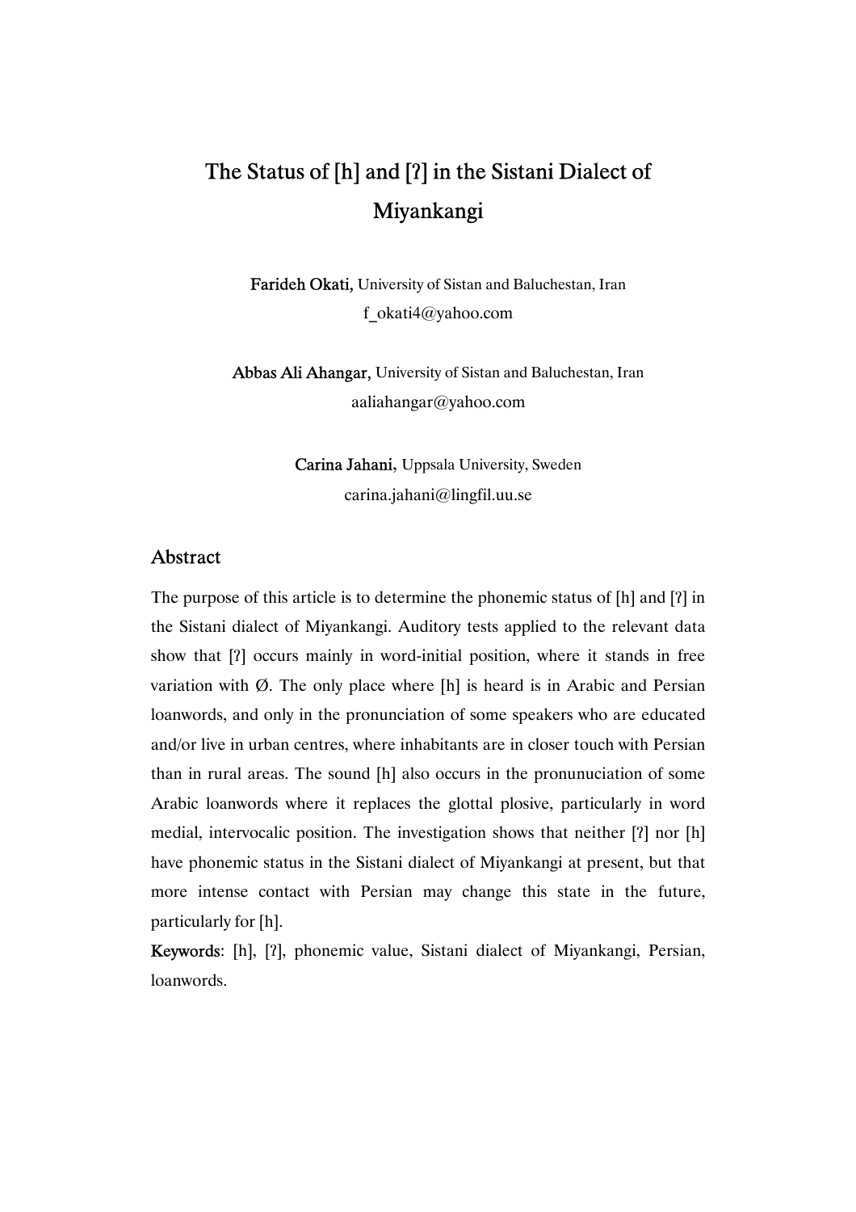# The Status of [h] and [ʔ] in the Sistani Dialect of Miyankangi

**Farideh Okati,** University of Sistan and Baluchestan, Iran
f_okati4@yahoo.com

**Abbas Ali Ahangar,** University of Sistan and Baluchestan, Iran
aaliahangar@yahoo.com

**Carina Jahani,** Uppsala University, Sweden
carina.jahani@lingfil.uu.se

## Abstract

The purpose of this article is to determine the phonemic status of [h] and [ʔ] in the Sistani dialect of Miyankangi. Auditory tests applied to the relevant data show that [ʔ] occurs mainly in word-initial position, where it stands in free variation with Ø. The only place where [h] is heard is in Arabic and Persian loanwords, and only in the pronunciation of some speakers who are educated and/or live in urban centres, where inhabitants are in closer touch with Persian than in rural areas. The sound [h] also occurs in the pronunuciation of some Arabic loanwords where it replaces the glottal plosive, particularly in word medial, intervocalic position. The investigation shows that neither [ʔ] nor [h] have phonemic status in the Sistani dialect of Miyankangi at present, but that more intense contact with Persian may change this state in the future, particularly for [h].

**Keywords**: [h], [ʔ], phonemic value, Sistani dialect of Miyankangi, Persian, loanwords.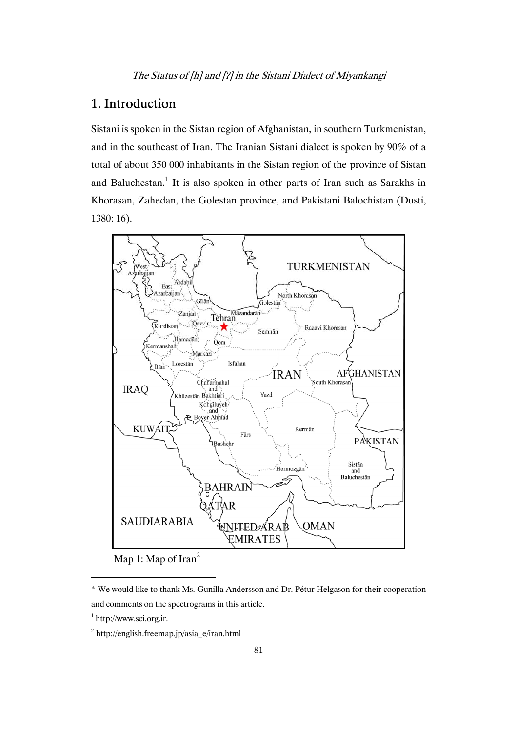## 1. Introduction

Sistani is spoken in the Sistan region of Afghanistan, in southern Turkmenistan, and in the southeast of Iran. The Iranian Sistani dialect is spoken by 90% of a total of about 350 000 inhabitants in the Sistan region of the province of Sistan and Baluchestan.[1] It is also spoken in other parts of Iran such as Sarakhs in Khorasan, Zahedan, the Golestan province, and Pakistani Balochistan (Dusti, 1380: 16).

Map 1: Map of Iran[2]

---

* We would like to thank Ms. Gunilla Andersson and Dr. Pétur Helgason for their cooperation and comments on the spectrograms in this article.

[1] http://www.sci.org.ir.

[2] http://english.freemap.jp/asia_e/iran.html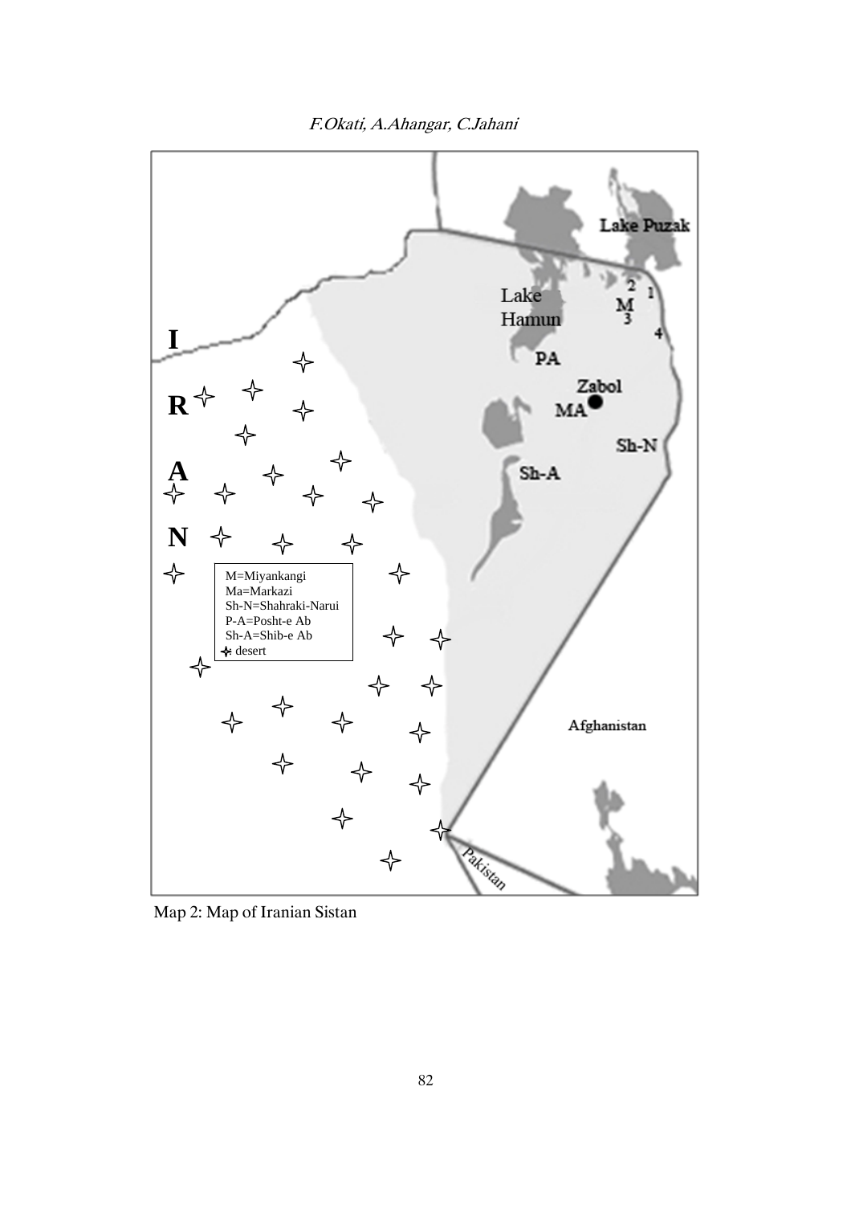Map 2: Map of Iranian Sistan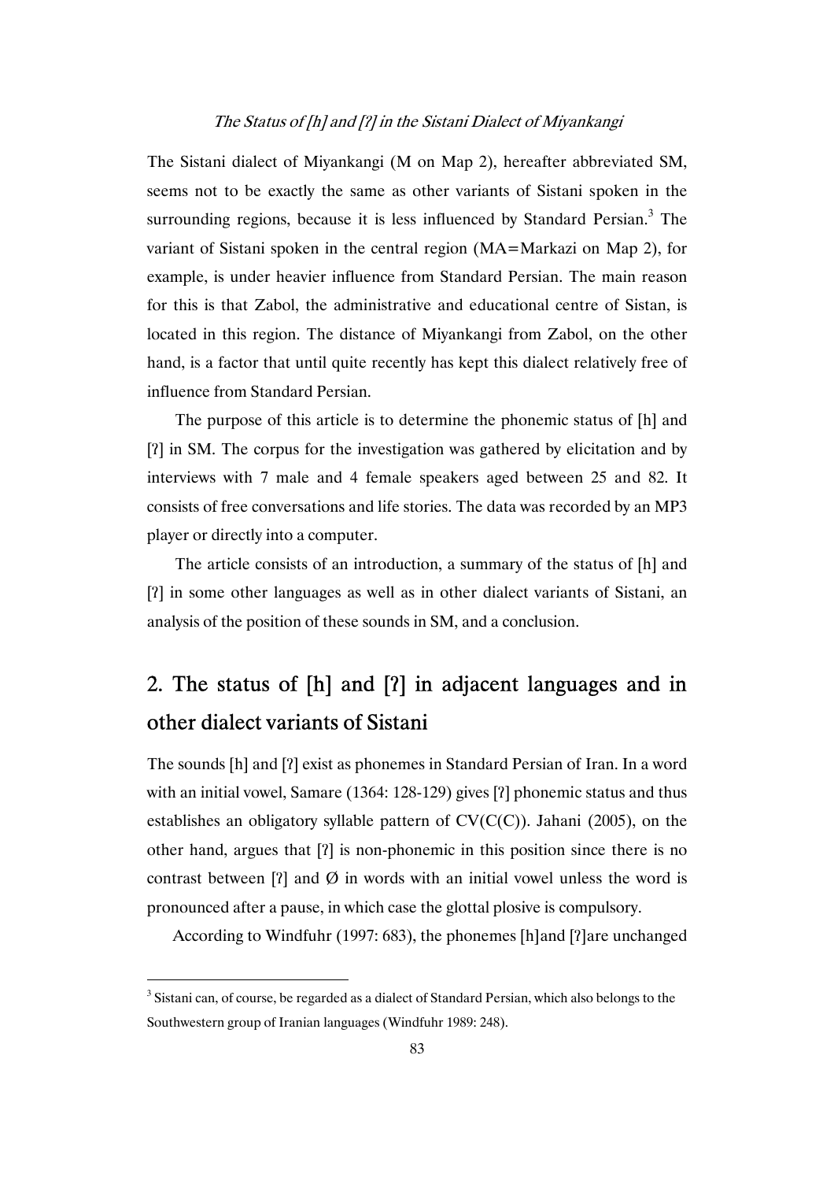The Sistani dialect of Miyankangi (M on Map 2), hereafter abbreviated SM, seems not to be exactly the same as other variants of Sistani spoken in the surrounding regions, because it is less influenced by Standard Persian.[3] The variant of Sistani spoken in the central region (MA=Markazi on Map 2), for example, is under heavier influence from Standard Persian. The main reason for this is that Zabol, the administrative and educational centre of Sistan, is located in this region. The distance of Miyankangi from Zabol, on the other hand, is a factor that until quite recently has kept this dialect relatively free of influence from Standard Persian.

The purpose of this article is to determine the phonemic status of [h] and [ʔ] in SM. The corpus for the investigation was gathered by elicitation and by interviews with 7 male and 4 female speakers aged between 25 and 82. It consists of free conversations and life stories. The data was recorded by an MP3 player or directly into a computer.

The article consists of an introduction, a summary of the status of [h] and [ʔ] in some other languages as well as in other dialect variants of Sistani, an analysis of the position of these sounds in SM, and a conclusion.

## 2. The status of [h] and [ʔ] in adjacent languages and in other dialect variants of Sistani

The sounds [h] and [ʔ] exist as phonemes in Standard Persian of Iran. In a word with an initial vowel, Samare (1364: 128-129) gives [ʔ] phonemic status and thus establishes an obligatory syllable pattern of CV(C(C)). Jahani (2005), on the other hand, argues that [ʔ] is non-phonemic in this position since there is no contrast between [ʔ] and Ø in words with an initial vowel unless the word is pronounced after a pause, in which case the glottal plosive is compulsory.

According to Windfuhr (1997: 683), the phonemes [h]and [ʔ]are unchanged

[3] Sistani can, of course, be regarded as a dialect of Standard Persian, which also belongs to the Southwestern group of Iranian languages (Windfuhr 1989: 248).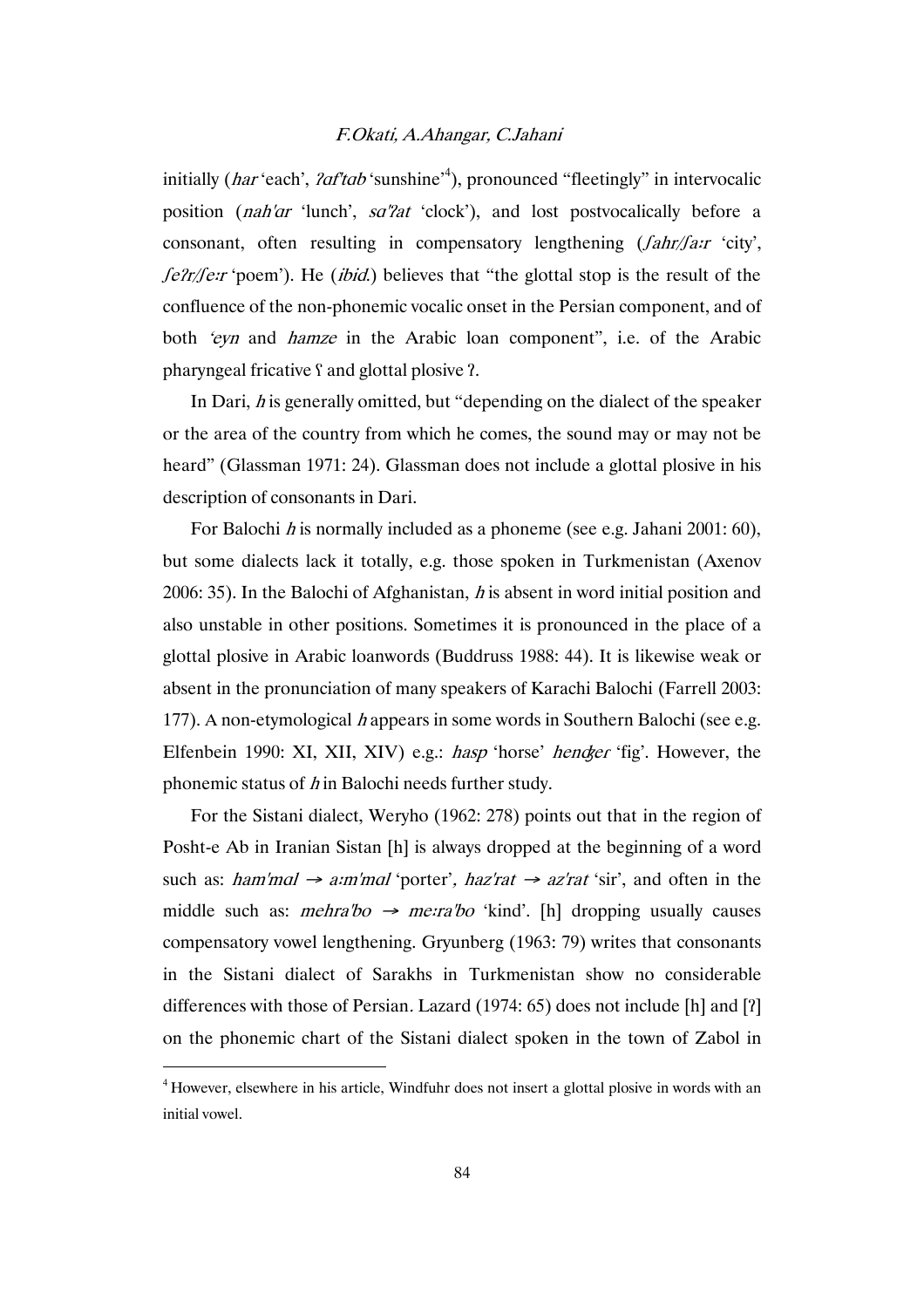initially (*har* 'each', *ʔaf'tɑb* 'sunshine'[4]), pronounced "fleetingly" in intervocalic position (*nah'ɑr* 'lunch', *sɑ'ʔat* 'clock'), and lost postvocalically before a consonant, often resulting in compensatory lengthening (*ʃahr/ʃaːr* 'city', *ʃeʔr/ʃeːr* 'poem'). He (*ibid.*) believes that "the glottal stop is the result of the confluence of the non-phonemic vocalic onset in the Persian component, and of both *'eyn* and *hamze* in the Arabic loan component", i.e. of the Arabic pharyngeal fricative ʕ and glottal plosive ʔ.

In Dari, *h* is generally omitted, but "depending on the dialect of the speaker or the area of the country from which he comes, the sound may or may not be heard" (Glassman 1971: 24). Glassman does not include a glottal plosive in his description of consonants in Dari.

For Balochi *h* is normally included as a phoneme (see e.g. Jahani 2001: 60), but some dialects lack it totally, e.g. those spoken in Turkmenistan (Axenov 2006: 35). In the Balochi of Afghanistan, *h* is absent in word initial position and also unstable in other positions. Sometimes it is pronounced in the place of a glottal plosive in Arabic loanwords (Buddruss 1988: 44). It is likewise weak or absent in the pronunciation of many speakers of Karachi Balochi (Farrell 2003: 177). A non-etymological *h* appears in some words in Southern Balochi (see e.g. Elfenbein 1990: XI, XII, XIV) e.g.: *hasp* 'horse' *henʤer* 'fig'. However, the phonemic status of *h* in Balochi needs further study.

For the Sistani dialect, Weryho (1962: 278) points out that in the region of Posht-e Ab in Iranian Sistan [h] is always dropped at the beginning of a word such as: *ham'mɑl* → *aːm'mɑl* 'porter', *haz'rat* → *az'rat* 'sir', and often in the middle such as: *mehra'bo* → *meːra'bo* 'kind'. [h] dropping usually causes compensatory vowel lengthening. Gryunberg (1963: 79) writes that consonants in the Sistani dialect of Sarakhs in Turkmenistan show no considerable differences with those of Persian. Lazard (1974: 65) does not include [h] and [ʔ] on the phonemic chart of the Sistani dialect spoken in the town of Zabol in

[4] However, elsewhere in his article, Windfuhr does not insert a glottal plosive in words with an initial vowel.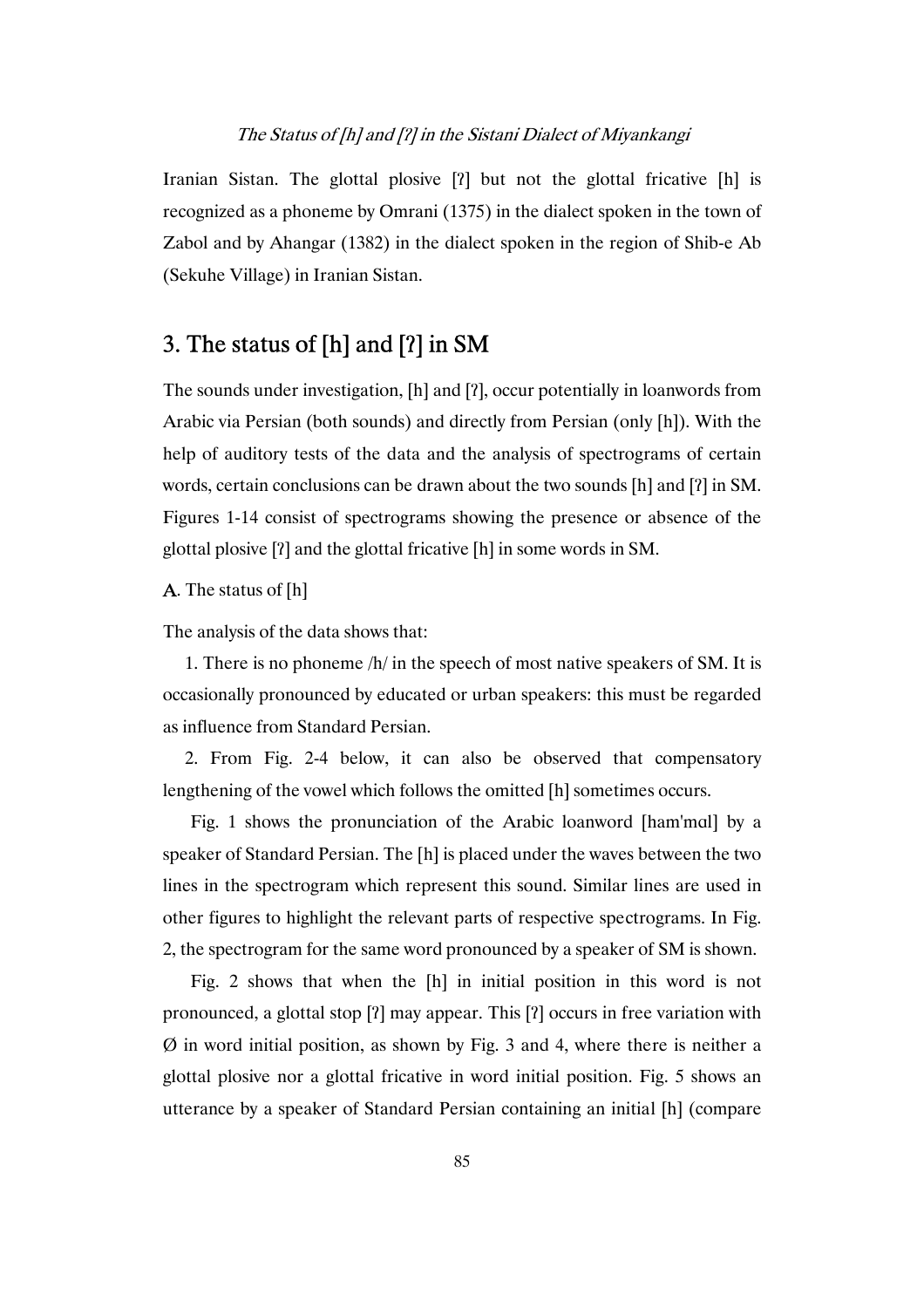Iranian Sistan. The glottal plosive [ʔ] but not the glottal fricative [h] is recognized as a phoneme by Omrani (1375) in the dialect spoken in the town of Zabol and by Ahangar (1382) in the dialect spoken in the region of Shib-e Ab (Sekuhe Village) in Iranian Sistan.

## 3. The status of [h] and [ʔ] in SM

The sounds under investigation, [h] and [ʔ], occur potentially in loanwords from Arabic via Persian (both sounds) and directly from Persian (only [h]). With the help of auditory tests of the data and the analysis of spectrograms of certain words, certain conclusions can be drawn about the two sounds [h] and [ʔ] in SM. Figures 1-14 consist of spectrograms showing the presence or absence of the glottal plosive [ʔ] and the glottal fricative [h] in some words in SM.

**A**. The status of [h]

The analysis of the data shows that:

1. There is no phoneme /h/ in the speech of most native speakers of SM. It is occasionally pronounced by educated or urban speakers: this must be regarded as influence from Standard Persian.

2. From Fig. 2-4 below, it can also be observed that compensatory lengthening of the vowel which follows the omitted [h] sometimes occurs.

Fig. 1 shows the pronunciation of the Arabic loanword [ham'mɑl] by a speaker of Standard Persian. The [h] is placed under the waves between the two lines in the spectrogram which represent this sound. Similar lines are used in other figures to highlight the relevant parts of respective spectrograms. In Fig. 2, the spectrogram for the same word pronounced by a speaker of SM is shown.

Fig. 2 shows that when the [h] in initial position in this word is not pronounced, a glottal stop [ʔ] may appear. This [ʔ] occurs in free variation with Ø in word initial position, as shown by Fig. 3 and 4, where there is neither a glottal plosive nor a glottal fricative in word initial position. Fig. 5 shows an utterance by a speaker of Standard Persian containing an initial [h] (compare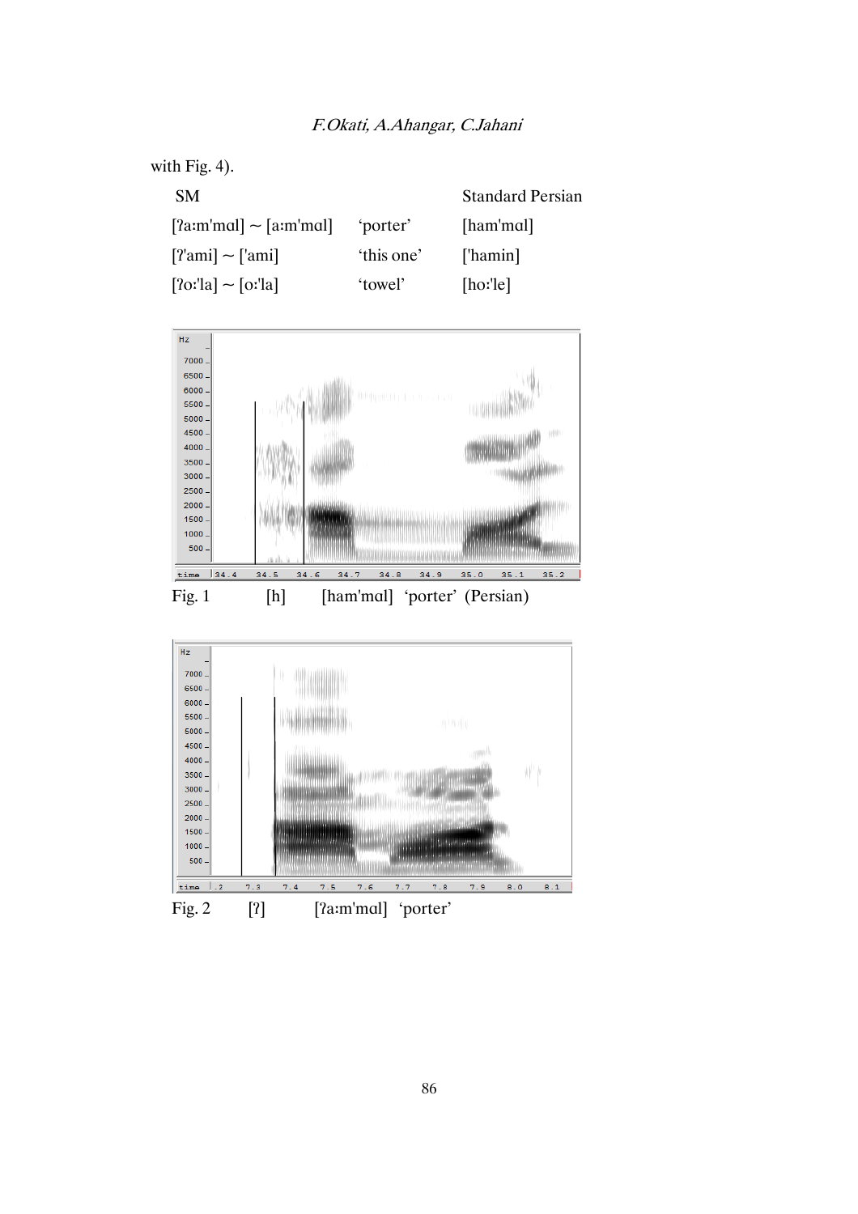with Fig. 4).

| SM | | Standard Persian |
|---|---|---|
| [ʔaːm'mɑl] ~ [aːm'mɑl] | 'porter' | [ham'mɑl] |
| [ʔ'ami] ~ ['ami] | 'this one' | ['hamin] |
| [ʔoː'la] ~ [oː'la] | 'towel' | [hoː'le] |

Fig. 1 [h] [ham'mɑl] 'porter' (Persian)

Fig. 2 [ʔ] [ʔaːm'mɑl] 'porter'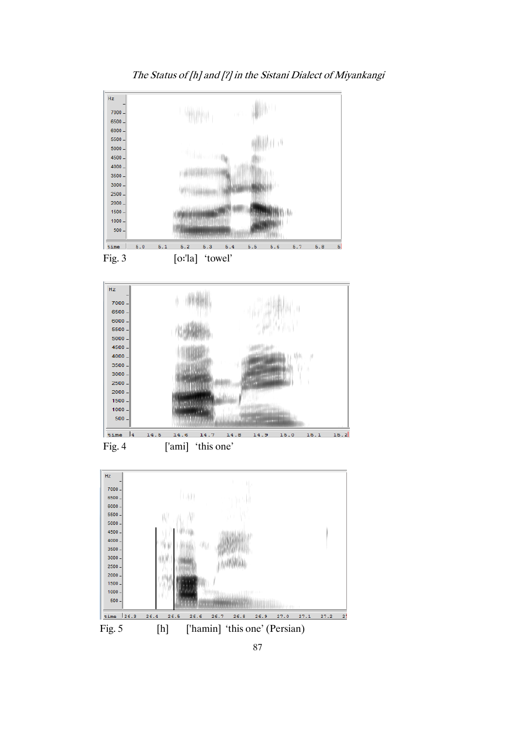Fig. 3 [oːˈla] ‘towel’

Fig. 4 [ˈami] ‘this one’

Fig. 5 [h] [ˈhamin] ‘this one’ (Persian)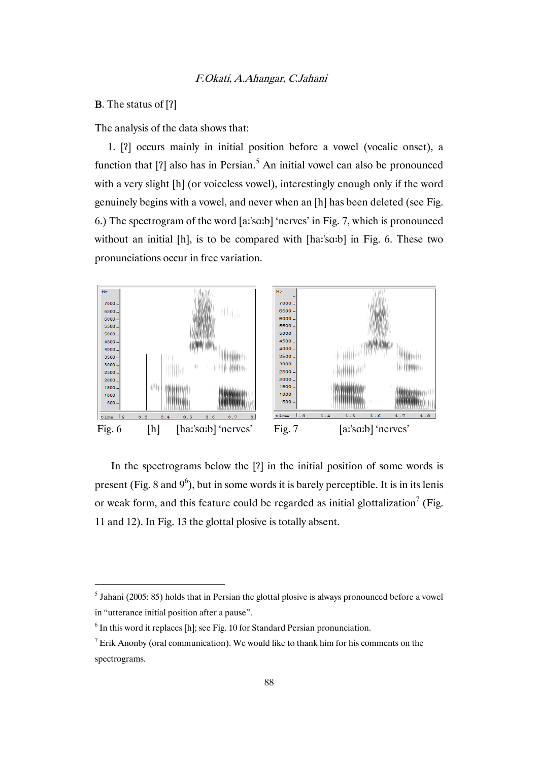**B**. The status of [ʔ]

The analysis of the data shows that:

1. [ʔ] occurs mainly in initial position before a vowel (vocalic onset), a function that [ʔ] also has in Persian.[5] An initial vowel can also be pronounced with a very slight [h] (or voiceless vowel), interestingly enough only if the word genuinely begins with a vowel, and never when an [h] has been deleted (see Fig. 6.) The spectrogram of the word [aːˈsɑːb] 'nerves' in Fig. 7, which is pronounced without an initial [h], is to be compared with [haːˈsɑːb] in Fig. 6. These two pronunciations occur in free variation.

Fig. 6 [h] [haːˈsɑːb] 'nerves'

Fig. 7 [aːˈsɑːb] 'nerves'

In the spectrograms below the [ʔ] in the initial position of some words is present (Fig. 8 and 9[6]), but in some words it is barely perceptible. It is in its lenis or weak form, and this feature could be regarded as initial glottalization[7] (Fig. 11 and 12). In Fig. 13 the glottal plosive is totally absent.

---

[5] Jahani (2005: 85) holds that in Persian the glottal plosive is always pronounced before a vowel in "utterance initial position after a pause".

[6] In this word it replaces [h]; see Fig. 10 for Standard Persian pronunciation.

[7] Erik Anonby (oral communication). We would like to thank him for his comments on the spectrograms.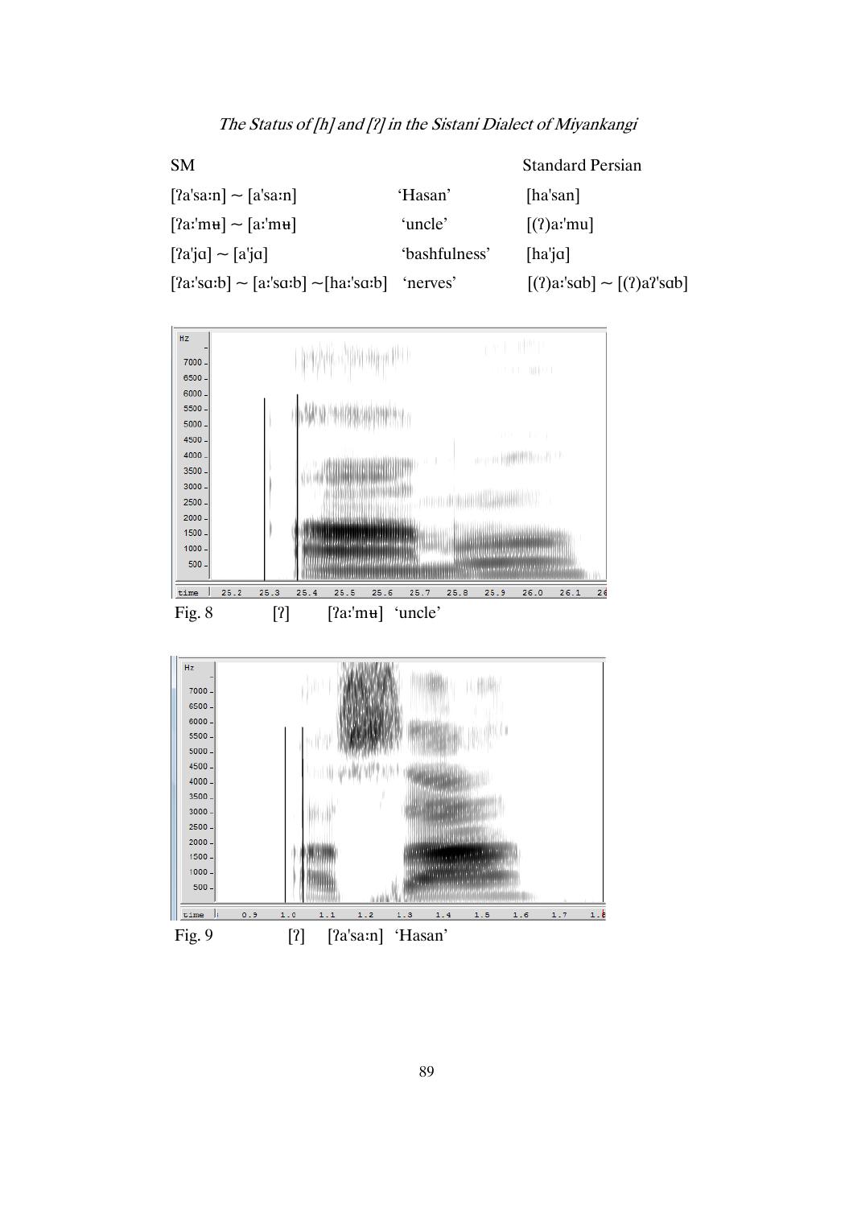| SM | | Standard Persian |
|---|---|---|
| [ʔa'sa:n] ~ [a'sa:n] | 'Hasan' | [ha'san] |
| [ʔa:'mʉ] ~ [a:'mʉ] | 'uncle' | [(ʔ)a:'mu] |
| [ʔa'jɑ] ~ [a'jɑ] | 'bashfulness' | [ha'jɑ] |
| [ʔa:'sɑ:b] ~ [a:'sɑ:b] ~[ha:'sɑ:b] | 'nerves' | [(ʔ)a:'sɑb] ~ [(ʔ)aʔ'sɑb] |

Fig. 8 [ʔ] [ʔa:'mʉ] 'uncle'

Fig. 9 [ʔ] [ʔa'sa:n] 'Hasan'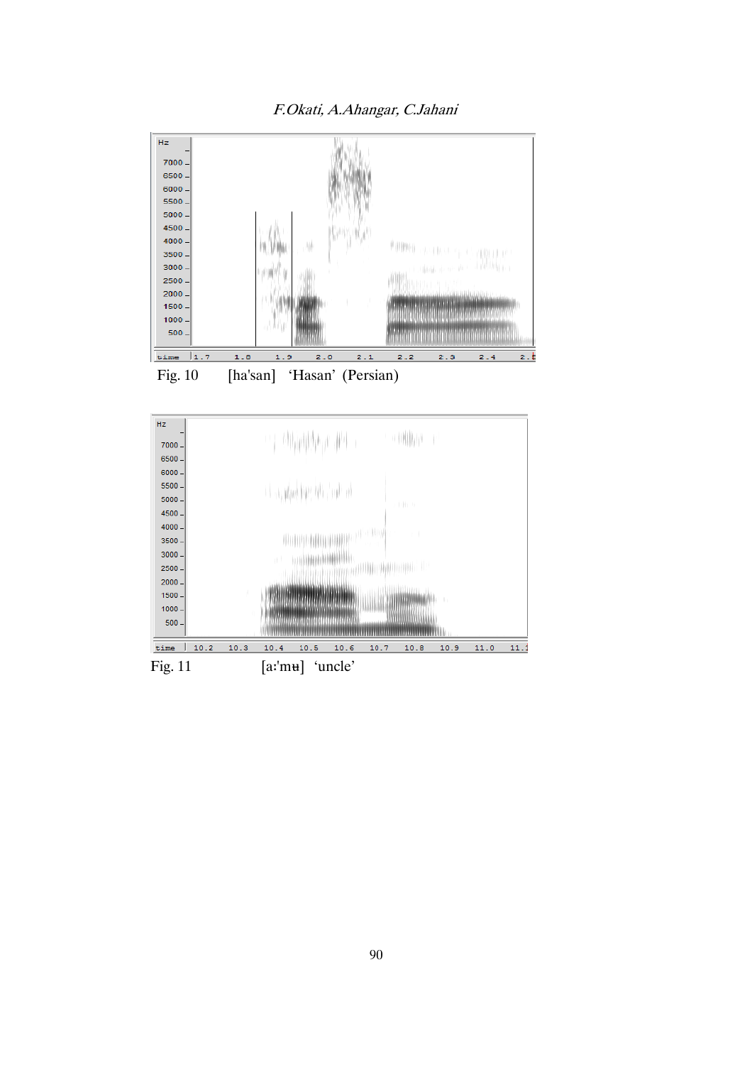Fig. 10 [ha'san] 'Hasan' (Persian)

Fig. 11 [aː'mʉ] 'uncle'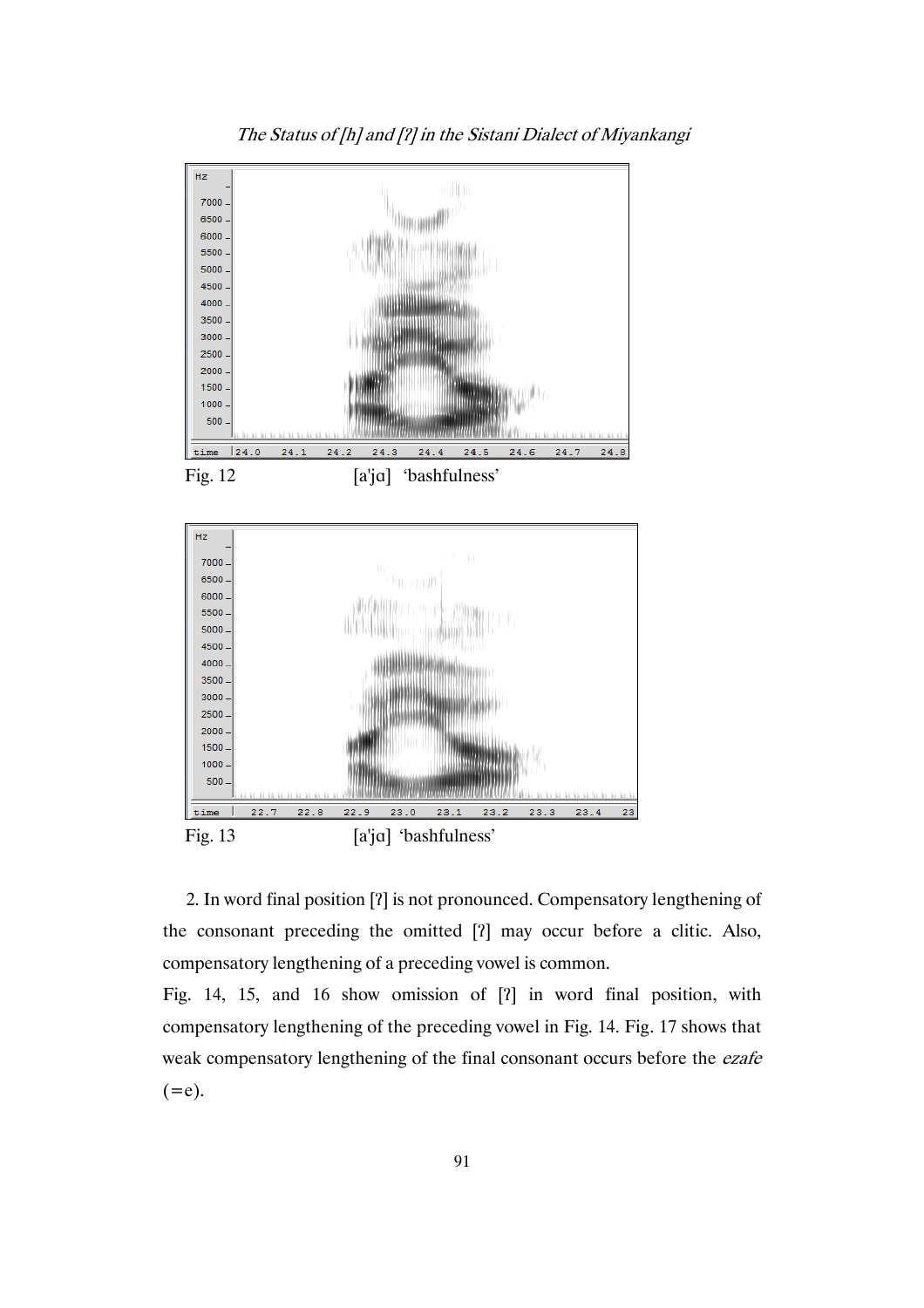Fig. 12 [a'jɑ] 'bashfulness'

Fig. 13 [a'jɑ] 'bashfulness'

2. In word final position [ʔ] is not pronounced. Compensatory lengthening of the consonant preceding the omitted [ʔ] may occur before a clitic. Also, compensatory lengthening of a preceding vowel is common.

Fig. 14, 15, and 16 show omission of [ʔ] in word final position, with compensatory lengthening of the preceding vowel in Fig. 14. Fig. 17 shows that weak compensatory lengthening of the final consonant occurs before the *ezafe* (=e).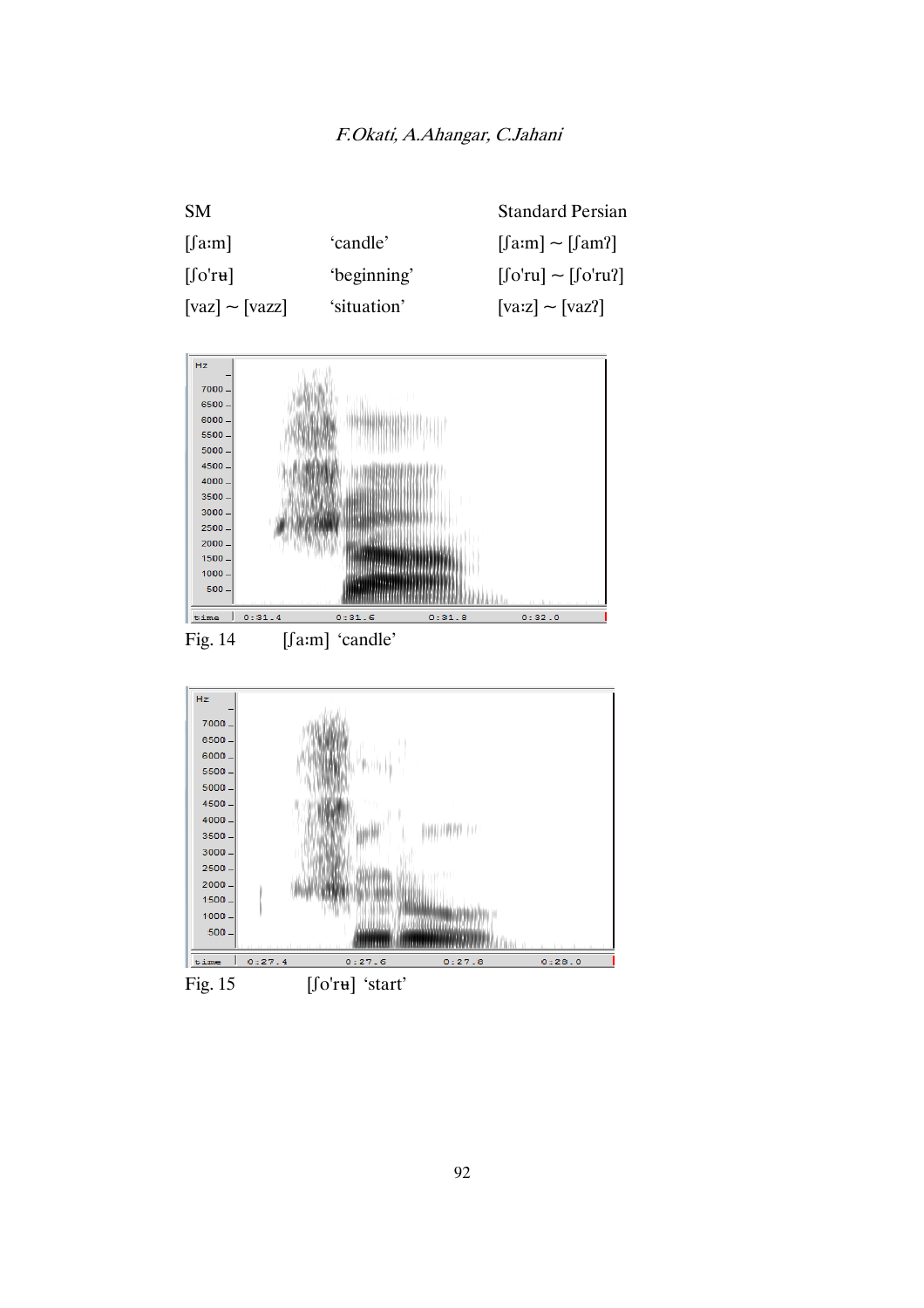| SM | | Standard Persian |
|---|---|---|
| [ʃaːm] | 'candle' | [ʃaːm] ~ [ʃamʔ] |
| [ʃo'rʉ] | 'beginning' | [ʃo'ru] ~ [ʃo'ruʔ] |
| [vaz] ~ [vazz] | 'situation' | [vaːz] ~ [vazʔ] |

Fig. 14 [ʃaːm] 'candle'

Fig. 15 [ʃo'rʉ] 'start'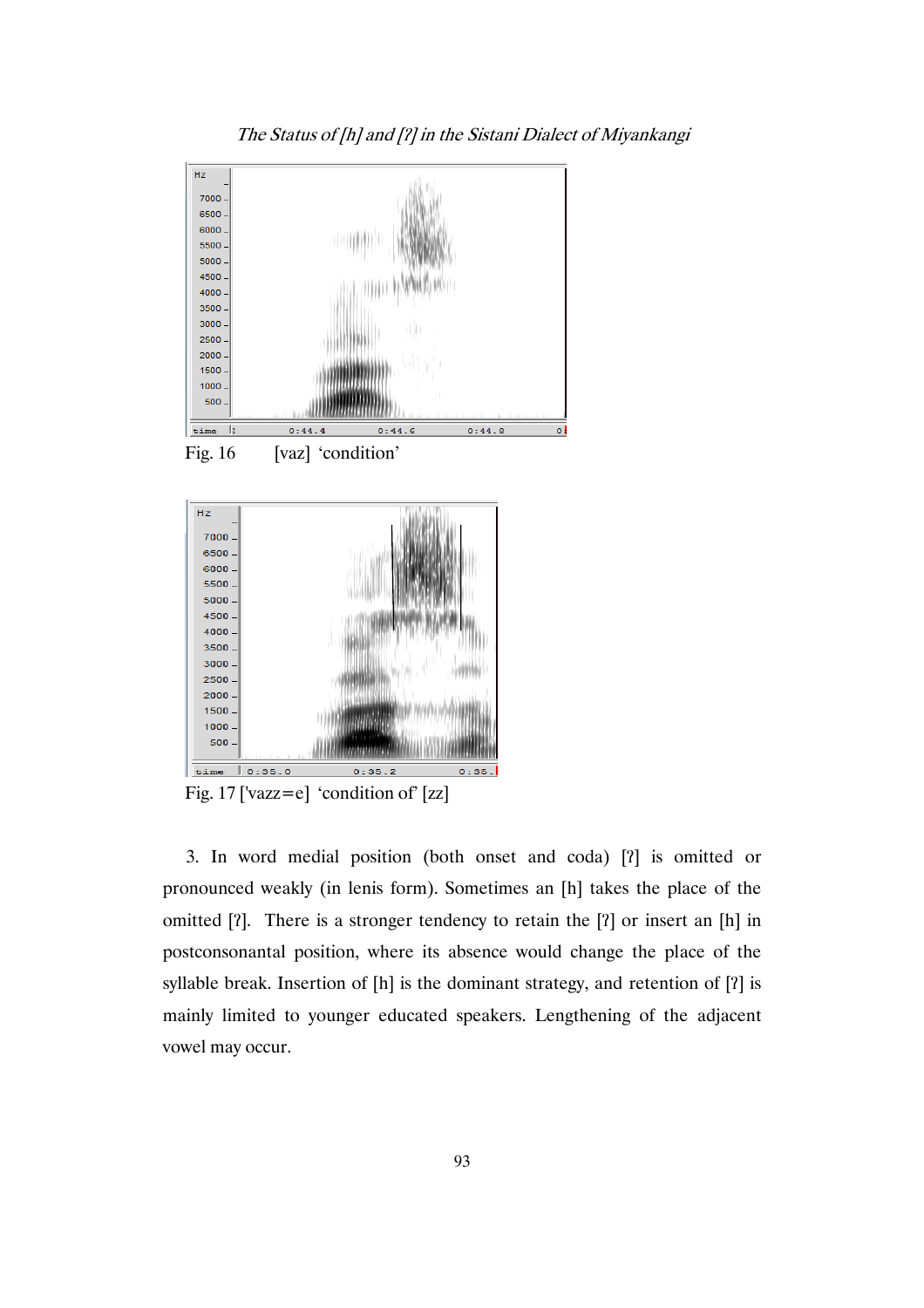Fig. 16 [vaz] ‘condition’

Fig. 17 ['vazz=e] ‘condition of’ [zz]

3. In word medial position (both onset and coda) [ʔ] is omitted or pronounced weakly (in lenis form). Sometimes an [h] takes the place of the omitted [ʔ]. There is a stronger tendency to retain the [ʔ] or insert an [h] in postconsonantal position, where its absence would change the place of the syllable break. Insertion of [h] is the dominant strategy, and retention of [ʔ] is mainly limited to younger educated speakers. Lengthening of the adjacent vowel may occur.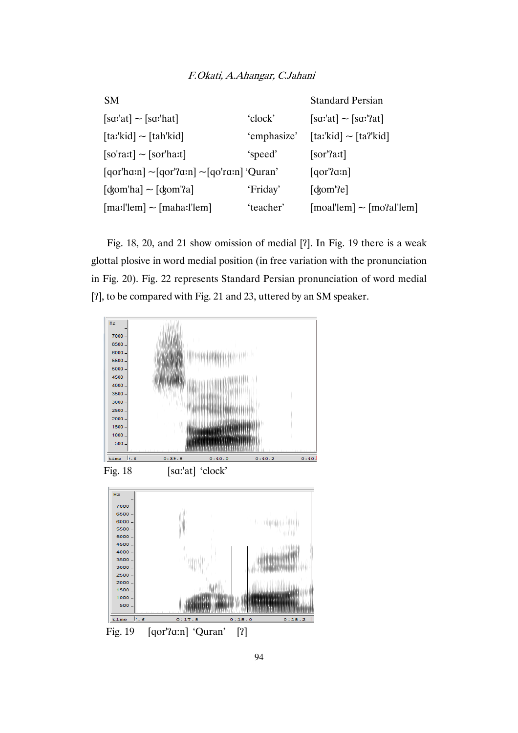| SM | | Standard Persian |
|---|---|---|
| [sɑː'at] ~ [sɑː'hat] | 'clock' | [sɑː'at] ~ [sɑː'ʔat] |
| [taː'kid] ~ [tah'kid] | 'emphasize' | [taː'kid] ~ [taʔ'kid] |
| [so'raːt] ~ [sor'haːt] | 'speed' | [sor'ʔaːt] |
| [qor'hɑːn] ~[qor'ʔɑːn] ~[qo'rɑːn] | 'Quran' | [qor'ʔɑːn] |
| [ʤom'ha] ~ [ʤom'ʔa] | 'Friday' | [ʤom'ʔe] |
| [maːl'lem] ~ [mahaːl'lem] | 'teacher' | [moal'lem] ~ [moʔal'lem] |

Fig. 18, 20, and 21 show omission of medial [ʔ]. In Fig. 19 there is a weak glottal plosive in word medial position (in free variation with the pronunciation in Fig. 20). Fig. 22 represents Standard Persian pronunciation of word medial [ʔ], to be compared with Fig. 21 and 23, uttered by an SM speaker.

Fig. 18 [sɑː'at] 'clock'

Fig. 19 [qor'ʔɑːn] 'Quran' [ʔ]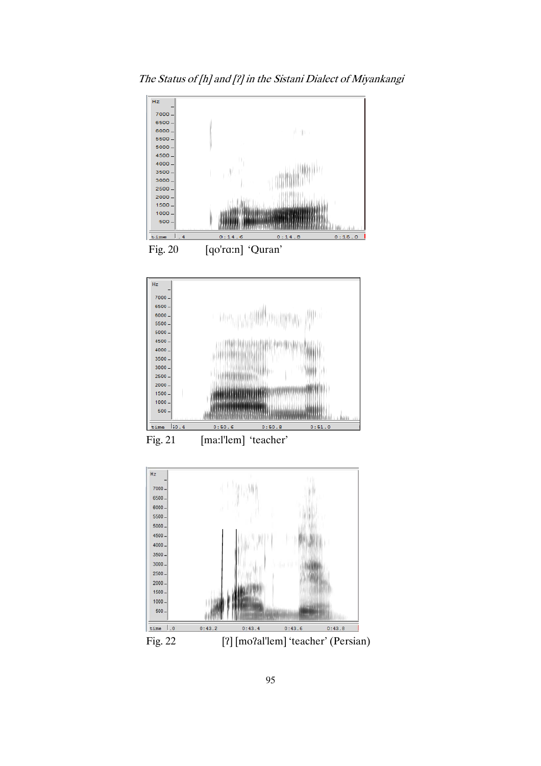Fig. 20 [qo'rɑ:n] 'Quran'

Fig. 21 [ma:l'lem] 'teacher'

Fig. 22 [ʔ] [moʔal'lem] 'teacher' (Persian)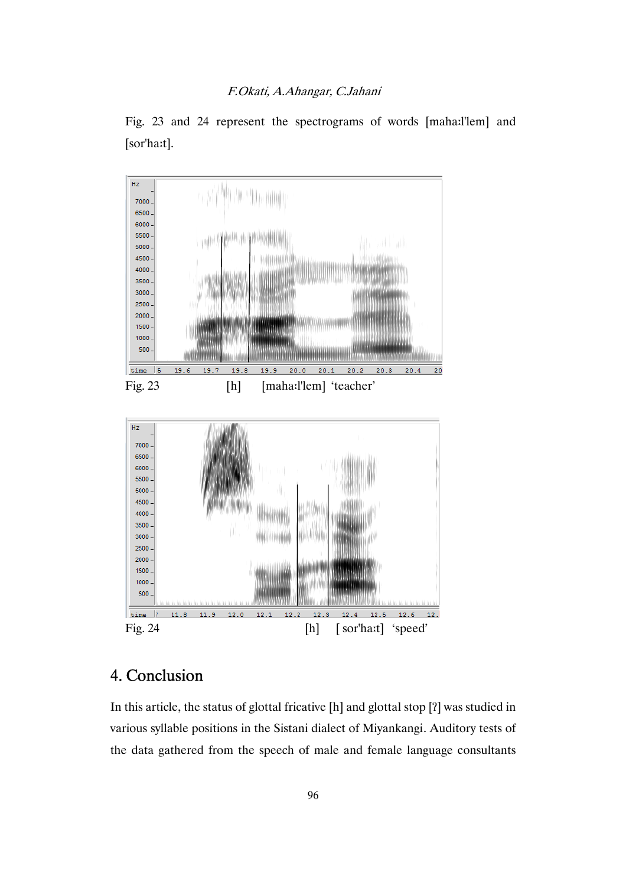Fig. 23 and 24 represent the spectrograms of words [maha:l'lem] and [sor'ha:t].

Fig. 23 [h] [maha:l'lem] 'teacher'

Fig. 24 [h] [ sor'ha:t] 'speed'

## 4. Conclusion

In this article, the status of glottal fricative [h] and glottal stop [ʔ] was studied in various syllable positions in the Sistani dialect of Miyankangi. Auditory tests of the data gathered from the speech of male and female language consultants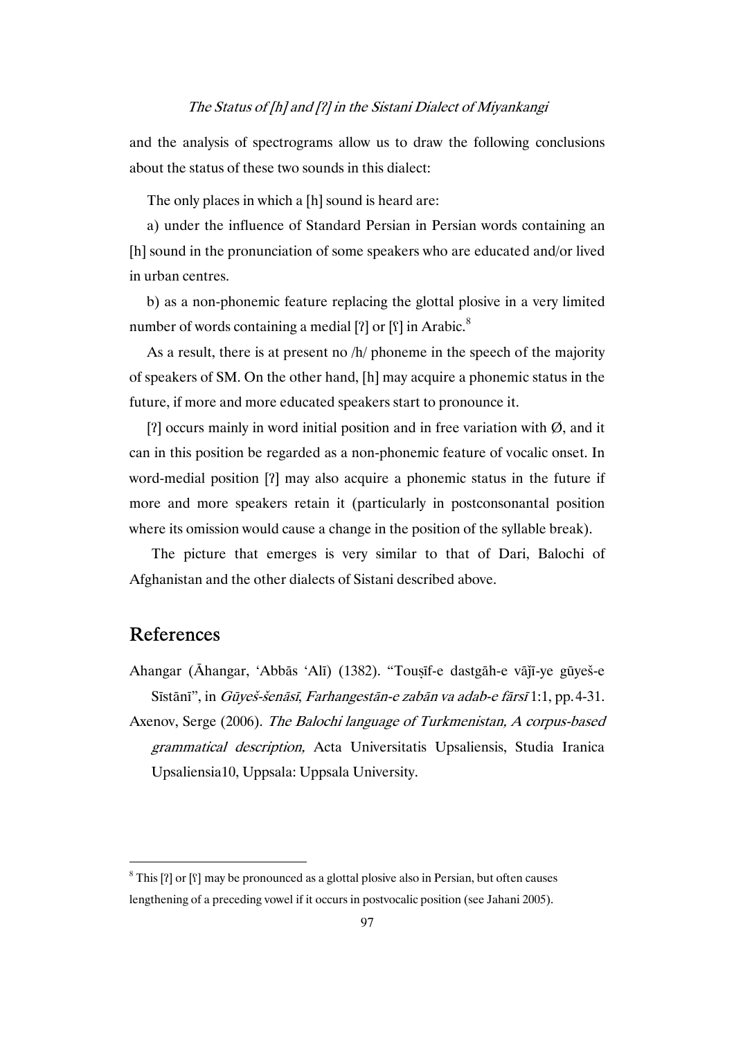and the analysis of spectrograms allow us to draw the following conclusions about the status of these two sounds in this dialect:

The only places in which a [h] sound is heard are:

a) under the influence of Standard Persian in Persian words containing an [h] sound in the pronunciation of some speakers who are educated and/or lived in urban centres.

b) as a non-phonemic feature replacing the glottal plosive in a very limited number of words containing a medial [ʔ] or [ʕ] in Arabic.[8]

As a result, there is at present no /h/ phoneme in the speech of the majority of speakers of SM. On the other hand, [h] may acquire a phonemic status in the future, if more and more educated speakers start to pronounce it.

[ʔ] occurs mainly in word initial position and in free variation with Ø, and it can in this position be regarded as a non-phonemic feature of vocalic onset. In word-medial position [ʔ] may also acquire a phonemic status in the future if more and more speakers retain it (particularly in postconsonantal position where its omission would cause a change in the position of the syllable break).

The picture that emerges is very similar to that of Dari, Balochi of Afghanistan and the other dialects of Sistani described above.

## References

Ahangar (Āhangar, ʻAbbās ʻAlī) (1382). "Touṣīf-e dastgāh-e vāǰī-ye gūyeš-e Sīstānī", in *Gūyeš-šenāsī, Farhangestān-e zabān va adab-e fārsī* 1:1, pp. 4-31.

Axenov, Serge (2006). *The Balochi language of Turkmenistan, A corpus-based grammatical description,* Acta Universitatis Upsaliensis, Studia Iranica Upsaliensia10, Uppsala: Uppsala University.

---

[8] This [ʔ] or [ʕ] may be pronounced as a glottal plosive also in Persian, but often causes lengthening of a preceding vowel if it occurs in postvocalic position (see Jahani 2005).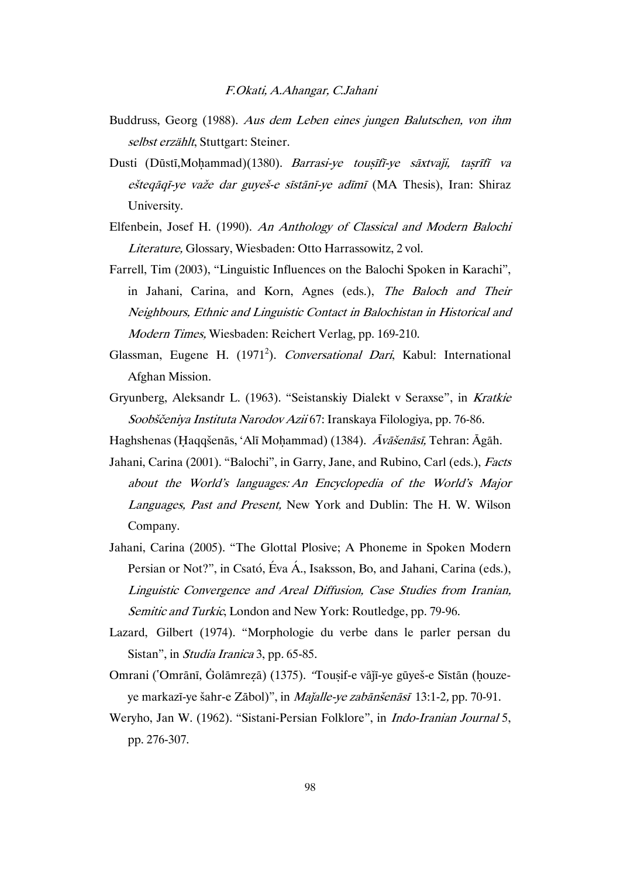Buddruss, Georg (1988). *Aus dem Leben eines jungen Balutschen, von ihm selbst erzählt*, Stuttgart: Steiner.

Dusti (Dūstī,Moḥammad)(1380). *Barrasi-ye touṣīfī-ye sāxtvajī, taṣrīfī va ešteqāqī-ye važe dar guyeš-e sīstānī-ye adīmī* (MA Thesis), Iran: Shiraz University.

Elfenbein, Josef H. (1990). *An Anthology of Classical and Modern Balochi Literature,* Glossary, Wiesbaden: Otto Harrassowitz, 2 vol.

Farrell, Tim (2003), "Linguistic Influences on the Balochi Spoken in Karachi", in Jahani, Carina, and Korn, Agnes (eds.), *The Baloch and Their Neighbours, Ethnic and Linguistic Contact in Balochistan in Historical and Modern Times,* Wiesbaden: Reichert Verlag, pp. 169-210.

Glassman, Eugene H. (1971[2]). *Conversational Dari*, Kabul: International Afghan Mission.

Gryunberg, Aleksandr L. (1963). "Seistanskiy Dialekt v Seraxse", in *Kratkie Soobščeniya Instituta Narodov Azii* 67: Iranskaya Filologiya, pp. 76-86.

Haghshenas (Ḥaqqšenās, 'Alī Moḥammad) (1384). *Āvāšenāsī,* Tehran: Āgāh.

Jahani, Carina (2001). "Balochi", in Garry, Jane, and Rubino, Carl (eds.), *Facts about the World's languages: An Encyclopedia of the World's Major Languages, Past and Present,* New York and Dublin: The H. W. Wilson Company.

Jahani, Carina (2005). "The Glottal Plosive; A Phoneme in Spoken Modern Persian or Not?", in Csató, Éva Á., Isaksson, Bo, and Jahani, Carina (eds.), *Linguistic Convergence and Areal Diffusion, Case Studies from Iranian, Semitic and Turkic*, London and New York: Routledge, pp. 79-96.

Lazard, Gilbert (1974). "Morphologie du verbe dans le parler persan du Sistan", in *Studia Iranica* 3, pp. 65-85.

Omrani ('Omrānī, Ġolāmreẓā) (1375). "Touṣif-e vāǰī-ye gūyeš-e Sīstān (ḥouze-ye markazī-ye šahr-e Zābol)", in *Maǰalle-ye zabānšenāsī* 13:1-2, pp. 70-91.

Weryho, Jan W. (1962). "Sistani-Persian Folklore", in *Indo-Iranian Journal* 5, pp. 276-307.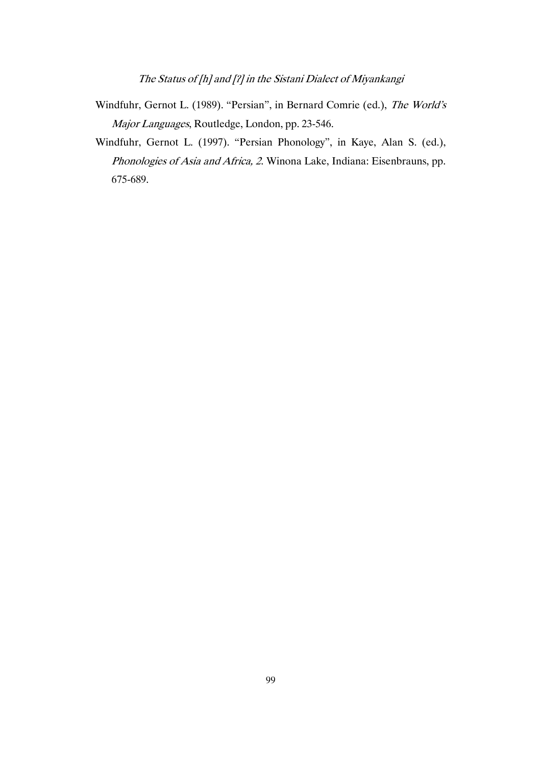Windfuhr, Gernot L. (1989). “Persian”, in Bernard Comrie (ed.), *The World’s Major Languages*, Routledge, London, pp. 23-546.

Windfuhr, Gernot L. (1997). “Persian Phonology”, in Kaye, Alan S. (ed.), *Phonologies of Asia and Africa, 2*. Winona Lake, Indiana: Eisenbrauns, pp. 675-689.